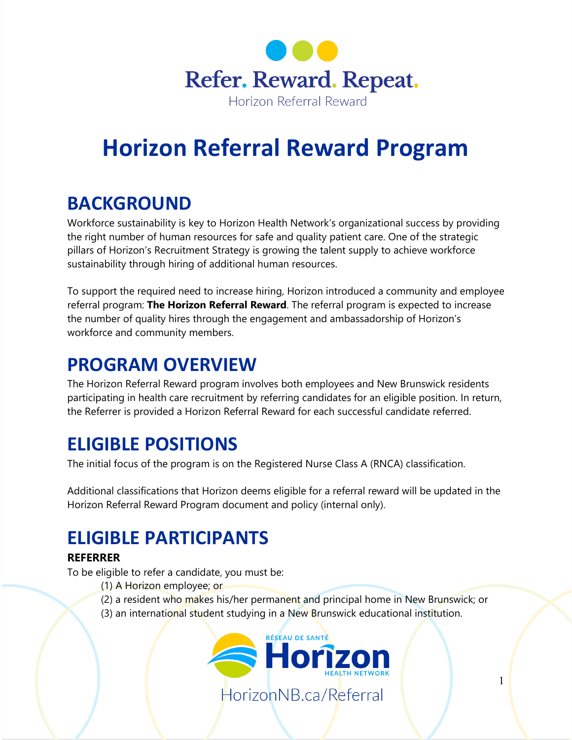Refer. Reward. Repeat.

Horizon Referral Reward

# Horizon Referral Reward Program

## BACKGROUND

Workforce sustainability is key to Horizon Health Network's organizational success by providing the right number of human resources for safe and quality patient care. One of the strategic pillars of Horizon's Recruitment Strategy is growing the talent supply to achieve workforce sustainability through hiring of additional human resources.

To support the required need to increase hiring, Horizon introduced a community and employee referral program: **The Horizon Referral Reward**. The referral program is expected to increase the number of quality hires through the engagement and ambassadorship of Horizon's workforce and community members.

## PROGRAM OVERVIEW

The Horizon Referral Reward program involves both employees and New Brunswick residents participating in health care recruitment by referring candidates for an eligible position. In return, the Referrer is provided a Horizon Referral Reward for each successful candidate referred.

## ELIGIBLE POSITIONS

The initial focus of the program is on the Registered Nurse Class A (RNCA) classification.

Additional classifications that Horizon deems eligible for a referral reward will be updated in the Horizon Referral Reward Program document and policy (internal only).

## ELIGIBLE PARTICIPANTS

**REFERRER**

To be eligible to refer a candidate, you must be:

(1) A Horizon employee; or
(2) a resident who makes his/her permanent and principal home in New Brunswick; or
(3) an international student studying in a New Brunswick educational institution.

Réseau de santé Horizon Health Network

HorizonNB.ca/Referral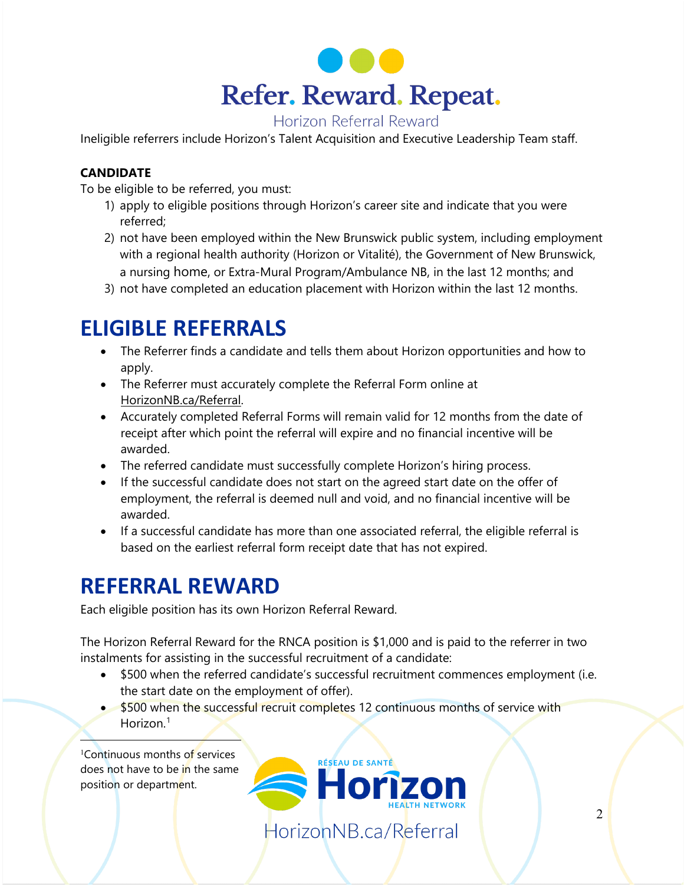Ineligible referrers include Horizon's Talent Acquisition and Executive Leadership Team staff.

**CANDIDATE**

To be eligible to be referred, you must:

1) apply to eligible positions through Horizon's career site and indicate that you were referred;
2) not have been employed within the New Brunswick public system, including employment with a regional health authority (Horizon or Vitalité), the Government of New Brunswick, a nursing home, or Extra-Mural Program/Ambulance NB, in the last 12 months; and
3) not have completed an education placement with Horizon within the last 12 months.

## ELIGIBLE REFERRALS

- The Referrer finds a candidate and tells them about Horizon opportunities and how to apply.
- The Referrer must accurately complete the Referral Form online at HorizonNB.ca/Referral.
- Accurately completed Referral Forms will remain valid for 12 months from the date of receipt after which point the referral will expire and no financial incentive will be awarded.
- The referred candidate must successfully complete Horizon's hiring process.
- If the successful candidate does not start on the agreed start date on the offer of employment, the referral is deemed null and void, and no financial incentive will be awarded.
- If a successful candidate has more than one associated referral, the eligible referral is based on the earliest referral form receipt date that has not expired.

## REFERRAL REWARD

Each eligible position has its own Horizon Referral Reward.

The Horizon Referral Reward for the RNCA position is $1,000 and is paid to the referrer in two instalments for assisting in the successful recruitment of a candidate:

- $500 when the referred candidate's successful recruitment commences employment (i.e. the start date on the employment of offer).
- $500 when the successful recruit completes 12 continuous months of service with Horizon.[1]

[1]Continuous months of services does not have to be in the same position or department.

HorizonNB.ca/Referral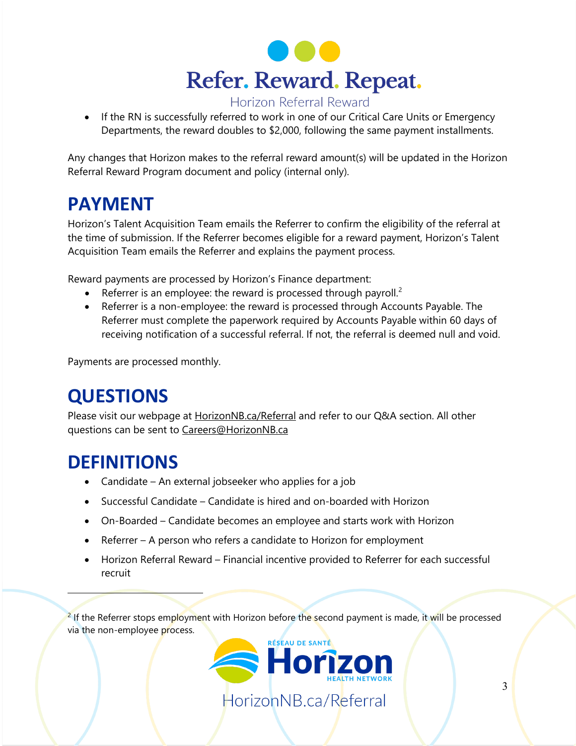- If the RN is successfully referred to work in one of our Critical Care Units or Emergency Departments, the reward doubles to $2,000, following the same payment installments.

Any changes that Horizon makes to the referral reward amount(s) will be updated in the Horizon Referral Reward Program document and policy (internal only).

# PAYMENT

Horizon's Talent Acquisition Team emails the Referrer to confirm the eligibility of the referral at the time of submission. If the Referrer becomes eligible for a reward payment, Horizon's Talent Acquisition Team emails the Referrer and explains the payment process.

Reward payments are processed by Horizon's Finance department:

- Referrer is an employee: the reward is processed through payroll.[2]
- Referrer is a non-employee: the reward is processed through Accounts Payable. The Referrer must complete the paperwork required by Accounts Payable within 60 days of receiving notification of a successful referral. If not, the referral is deemed null and void.

Payments are processed monthly.

# QUESTIONS

Please visit our webpage at HorizonNB.ca/Referral and refer to our Q&A section. All other questions can be sent to Careers@HorizonNB.ca

# DEFINITIONS

- Candidate – An external jobseeker who applies for a job
- Successful Candidate – Candidate is hired and on-boarded with Horizon
- On-Boarded – Candidate becomes an employee and starts work with Horizon
- Referrer – A person who refers a candidate to Horizon for employment
- Horizon Referral Reward – Financial incentive provided to Referrer for each successful recruit

---

[2] If the Referrer stops employment with Horizon before the second payment is made, it will be processed via the non-employee process.